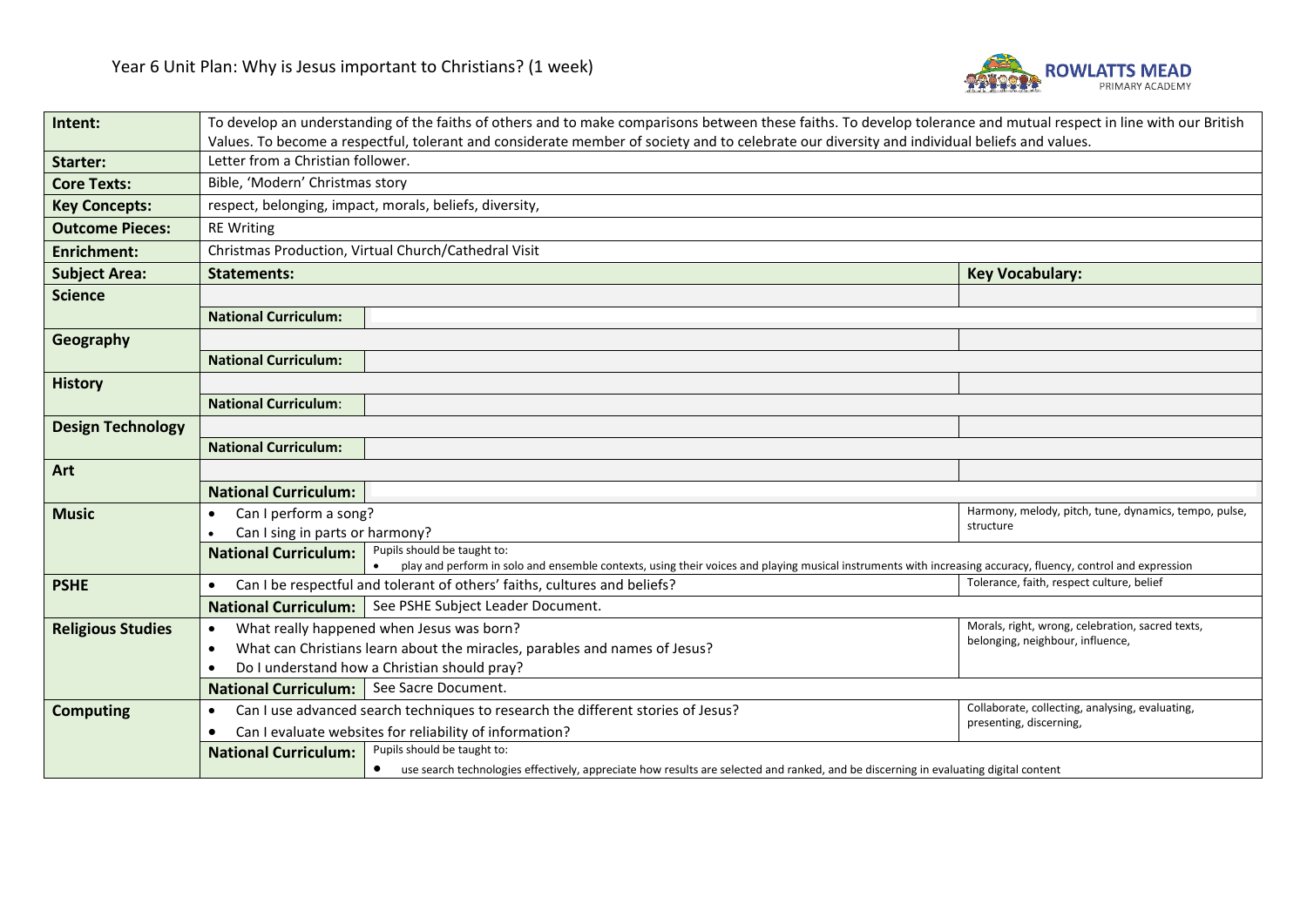# Year 6 Unit Plan: Why is Jesus important to Christians? (1 week)

ROWLATTS MEAD PRIMARY ACADEMY

| **Intent:** | To develop an understanding of the faiths of others and to make comparisons between these faiths. To develop tolerance and mutual respect in line with our British Values. To become a respectful, tolerant and considerate member of society and to celebrate our diversity and individual beliefs and values. | | |
|---|---|---|---|
| **Starter:** | Letter from a Christian follower. | | |
| **Core Texts:** | Bible, 'Modern' Christmas story | | |
| **Key Concepts:** | respect, belonging, impact, morals, beliefs, diversity, | | |
| **Outcome Pieces:** | RE Writing | | |
| **Enrichment:** | Christmas Production, Virtual Church/Cathedral Visit | | |
| **Subject Area:** | **Statements:** | | **Key Vocabulary:** |
| **Science** | | | |
| | **National Curriculum:** | | |
| **Geography** | | | |
| | **National Curriculum:** | | |
| **History** | | | |
| | **National Curriculum**: | | |
| **Design Technology** | | | |
| | **National Curriculum:** | | |
| **Art** | | | |
| | **National Curriculum:** | | |
| **Music** | • Can I perform a song?<br>• Can I sing in parts or harmony? | | Harmony, melody, pitch, tune, dynamics, tempo, pulse, structure |
| | **National Curriculum:** | Pupils should be taught to:<br>• play and perform in solo and ensemble contexts, using their voices and playing musical instruments with increasing accuracy, fluency, control and expression | |
| **PSHE** | • Can I be respectful and tolerant of others' faiths, cultures and beliefs? | | Tolerance, faith, respect culture, belief |
| | **National Curriculum:** | See PSHE Subject Leader Document. | |
| **Religious Studies** | • What really happened when Jesus was born?<br>• What can Christians learn about the miracles, parables and names of Jesus?<br>• Do I understand how a Christian should pray? | | Morals, right, wrong, celebration, sacred texts, belonging, neighbour, influence, |
| | **National Curriculum:** | See Sacre Document. | |
| **Computing** | • Can I use advanced search techniques to research the different stories of Jesus?<br>• Can I evaluate websites for reliability of information? | | Collaborate, collecting, analysing, evaluating, presenting, discerning, |
| | **National Curriculum:** | Pupils should be taught to:<br>• use search technologies effectively, appreciate how results are selected and ranked, and be discerning in evaluating digital content | |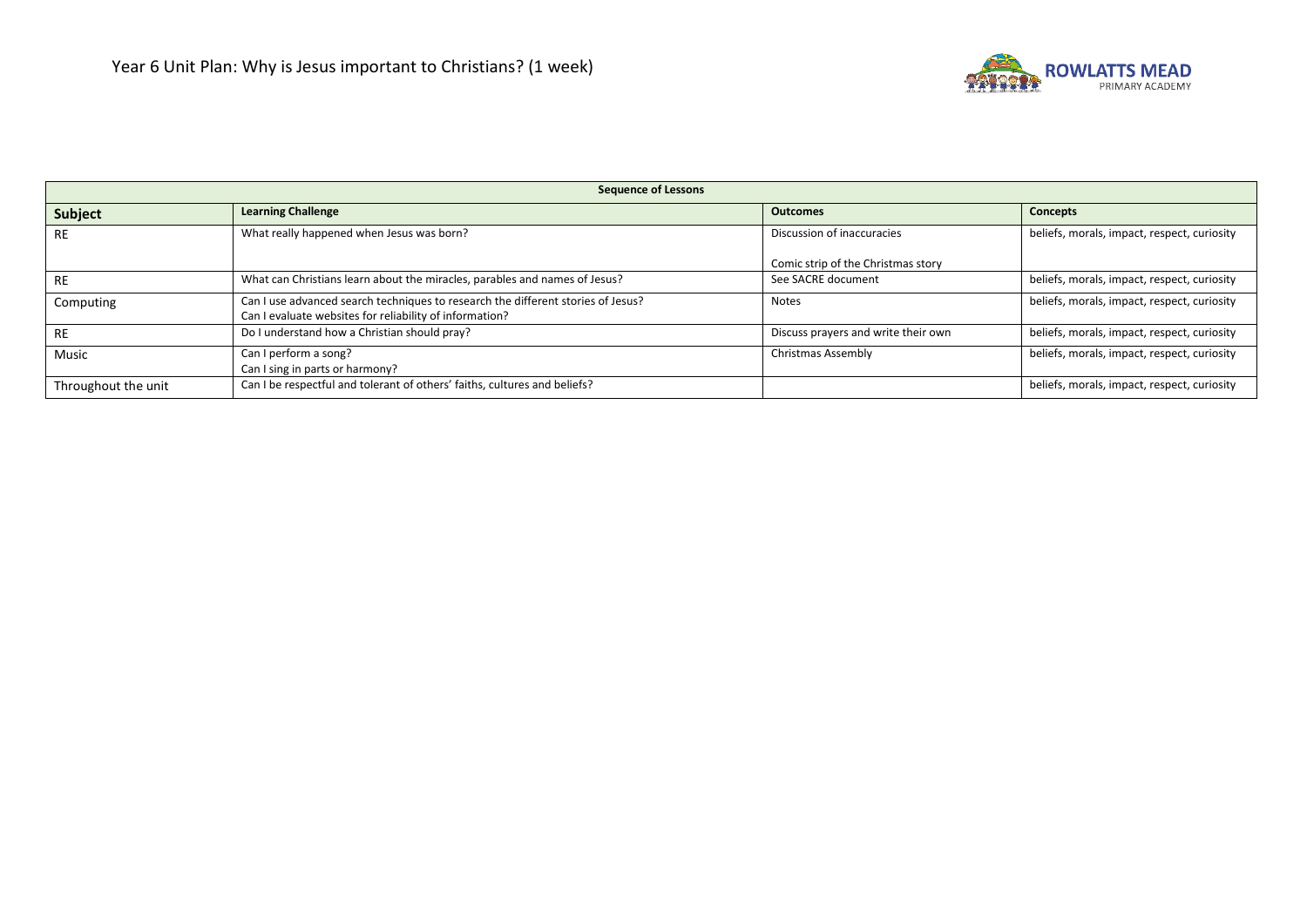# Year 6 Unit Plan: Why is Jesus important to Christians? (1 week)

ROWLATTS MEAD PRIMARY ACADEMY

| Sequence of Lessons | | | |
|---|---|---|---|
| **Subject** | **Learning Challenge** | **Outcomes** | **Concepts** |
| RE | What really happened when Jesus was born? | Discussion of inaccuracies<br><br>Comic strip of the Christmas story | beliefs, morals, impact, respect, curiosity |
| RE | What can Christians learn about the miracles, parables and names of Jesus? | See SACRE document | beliefs, morals, impact, respect, curiosity |
| Computing | Can I use advanced search techniques to research the different stories of Jesus?<br>Can I evaluate websites for reliability of information? | Notes | beliefs, morals, impact, respect, curiosity |
| RE | Do I understand how a Christian should pray? | Discuss prayers and write their own | beliefs, morals, impact, respect, curiosity |
| Music | Can I perform a song?<br>Can I sing in parts or harmony? | Christmas Assembly | beliefs, morals, impact, respect, curiosity |
| Throughout the unit | Can I be respectful and tolerant of others' faiths, cultures and beliefs? | | beliefs, morals, impact, respect, curiosity |